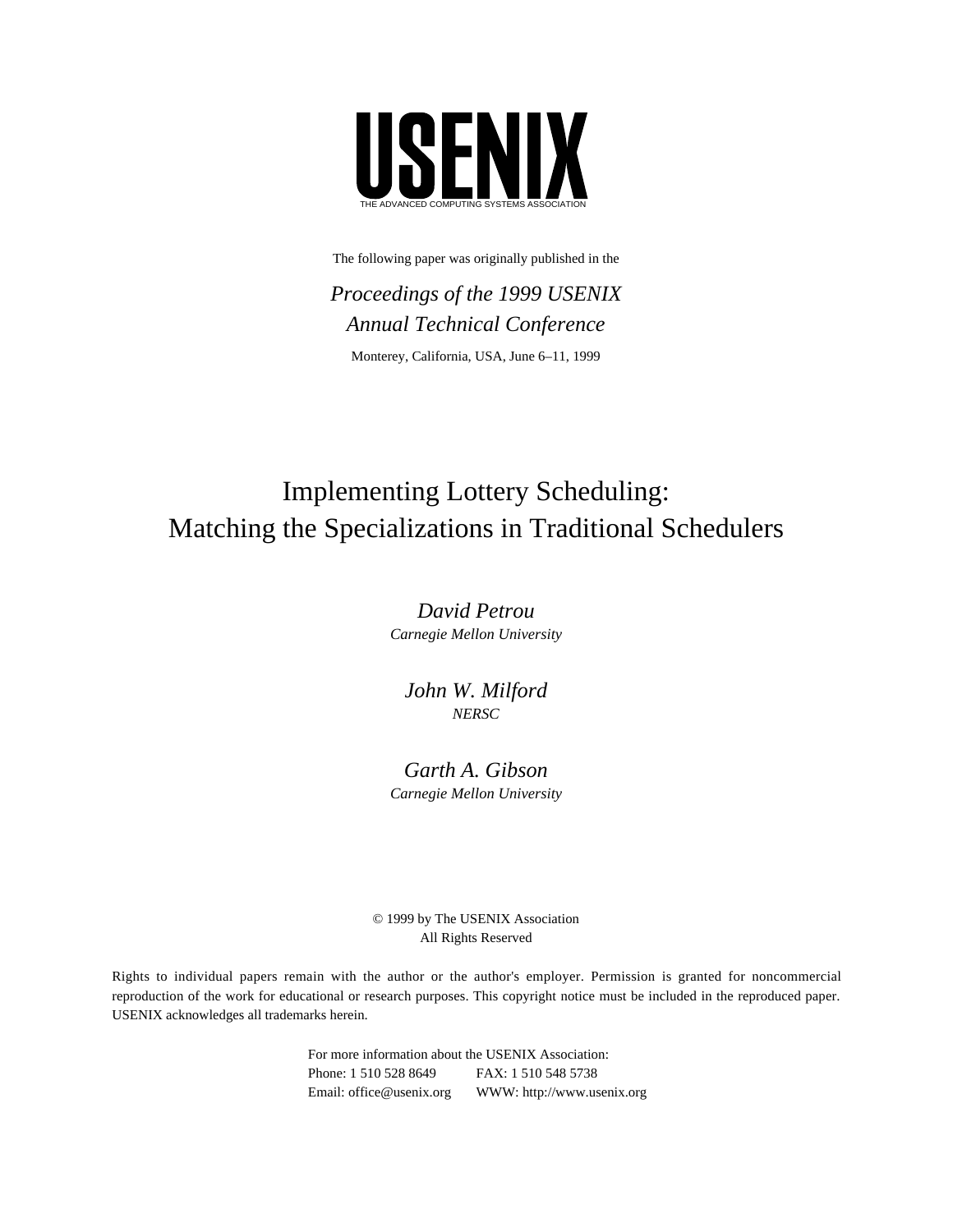# USENIX

THE ADVANCED COMPUTING SYSTEMS ASSOCIATION

The following paper was originally published in the

*Proceedings of the 1999 USENIX Annual Technical Conference*

Monterey, California, USA, June 6–11, 1999

# Implementing Lottery Scheduling: Matching the Specializations in Traditional Schedulers

*David Petrou*
*Carnegie Mellon University*

*John W. Milford*
*NERSC*

*Garth A. Gibson*
*Carnegie Mellon University*

© 1999 by The USENIX Association
All Rights Reserved

Rights to individual papers remain with the author or the author's employer. Permission is granted for noncommercial reproduction of the work for educational or research purposes. This copyright notice must be included in the reproduced paper. USENIX acknowledges all trademarks herein.

For more information about the USENIX Association:
Phone: 1 510 528 8649 FAX: 1 510 548 5738
Email: office@usenix.org WWW: http://www.usenix.org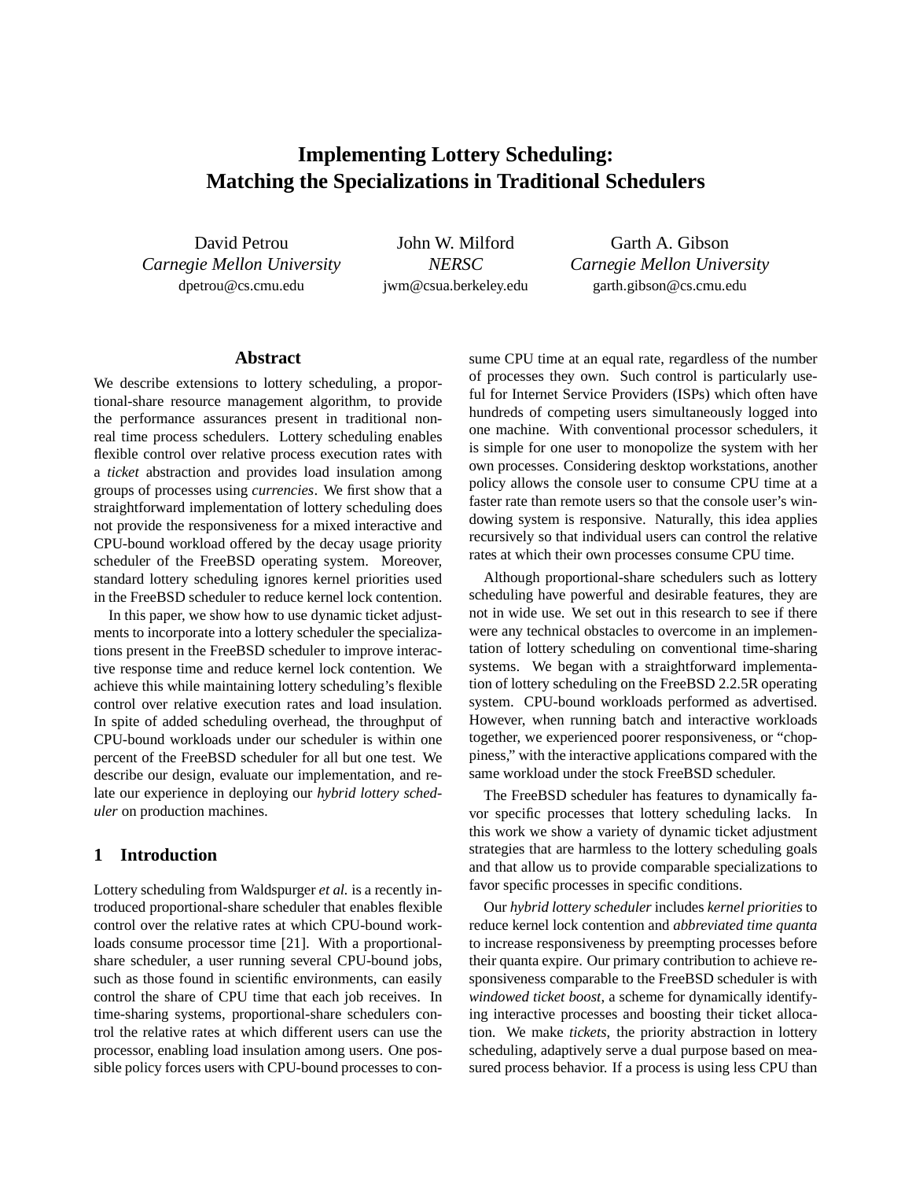# Implementing Lottery Scheduling: Matching the Specializations in Traditional Schedulers

David Petrou
*Carnegie Mellon University*
dpetrou@cs.cmu.edu

John W. Milford
*NERSC*
jwm@csua.berkeley.edu

Garth A. Gibson
*Carnegie Mellon University*
garth.gibson@cs.cmu.edu

## Abstract

We describe extensions to lottery scheduling, a proportional-share resource management algorithm, to provide the performance assurances present in traditional non-real time process schedulers. Lottery scheduling enables flexible control over relative process execution rates with a *ticket* abstraction and provides load insulation among groups of processes using *currencies*. We first show that a straightforward implementation of lottery scheduling does not provide the responsiveness for a mixed interactive and CPU-bound workload offered by the decay usage priority scheduler of the FreeBSD operating system. Moreover, standard lottery scheduling ignores kernel priorities used in the FreeBSD scheduler to reduce kernel lock contention.

In this paper, we show how to use dynamic ticket adjustments to incorporate into a lottery scheduler the specializations present in the FreeBSD scheduler to improve interactive response time and reduce kernel lock contention. We achieve this while maintaining lottery scheduling's flexible control over relative execution rates and load insulation. In spite of added scheduling overhead, the throughput of CPU-bound workloads under our scheduler is within one percent of the FreeBSD scheduler for all but one test. We describe our design, evaluate our implementation, and relate our experience in deploying our *hybrid lottery scheduler* on production machines.

## 1 Introduction

Lottery scheduling from Waldspurger *et al.* is a recently introduced proportional-share scheduler that enables flexible control over the relative rates at which CPU-bound workloads consume processor time [21]. With a proportional-share scheduler, a user running several CPU-bound jobs, such as those found in scientific environments, can easily control the share of CPU time that each job receives. In time-sharing systems, proportional-share schedulers control the relative rates at which different users can use the processor, enabling load insulation among users. One possible policy forces users with CPU-bound processes to consume CPU time at an equal rate, regardless of the number of processes they own. Such control is particularly useful for Internet Service Providers (ISPs) which often have hundreds of competing users simultaneously logged into one machine. With conventional processor schedulers, it is simple for one user to monopolize the system with her own processes. Considering desktop workstations, another policy allows the console user to consume CPU time at a faster rate than remote users so that the console user's windowing system is responsive. Naturally, this idea applies recursively so that individual users can control the relative rates at which their own processes consume CPU time.

Although proportional-share schedulers such as lottery scheduling have powerful and desirable features, they are not in wide use. We set out in this research to see if there were any technical obstacles to overcome in an implementation of lottery scheduling on conventional time-sharing systems. We began with a straightforward implementation of lottery scheduling on the FreeBSD 2.2.5R operating system. CPU-bound workloads performed as advertised. However, when running batch and interactive workloads together, we experienced poorer responsiveness, or "choppiness," with the interactive applications compared with the same workload under the stock FreeBSD scheduler.

The FreeBSD scheduler has features to dynamically favor specific processes that lottery scheduling lacks. In this work we show a variety of dynamic ticket adjustment strategies that are harmless to the lottery scheduling goals and that allow us to provide comparable specializations to favor specific processes in specific conditions.

Our *hybrid lottery scheduler* includes *kernel priorities* to reduce kernel lock contention and *abbreviated time quanta* to increase responsiveness by preempting processes before their quanta expire. Our primary contribution to achieve responsiveness comparable to the FreeBSD scheduler is with *windowed ticket boost*, a scheme for dynamically identifying interactive processes and boosting their ticket allocation. We make *tickets*, the priority abstraction in lottery scheduling, adaptively serve a dual purpose based on measured process behavior. If a process is using less CPU than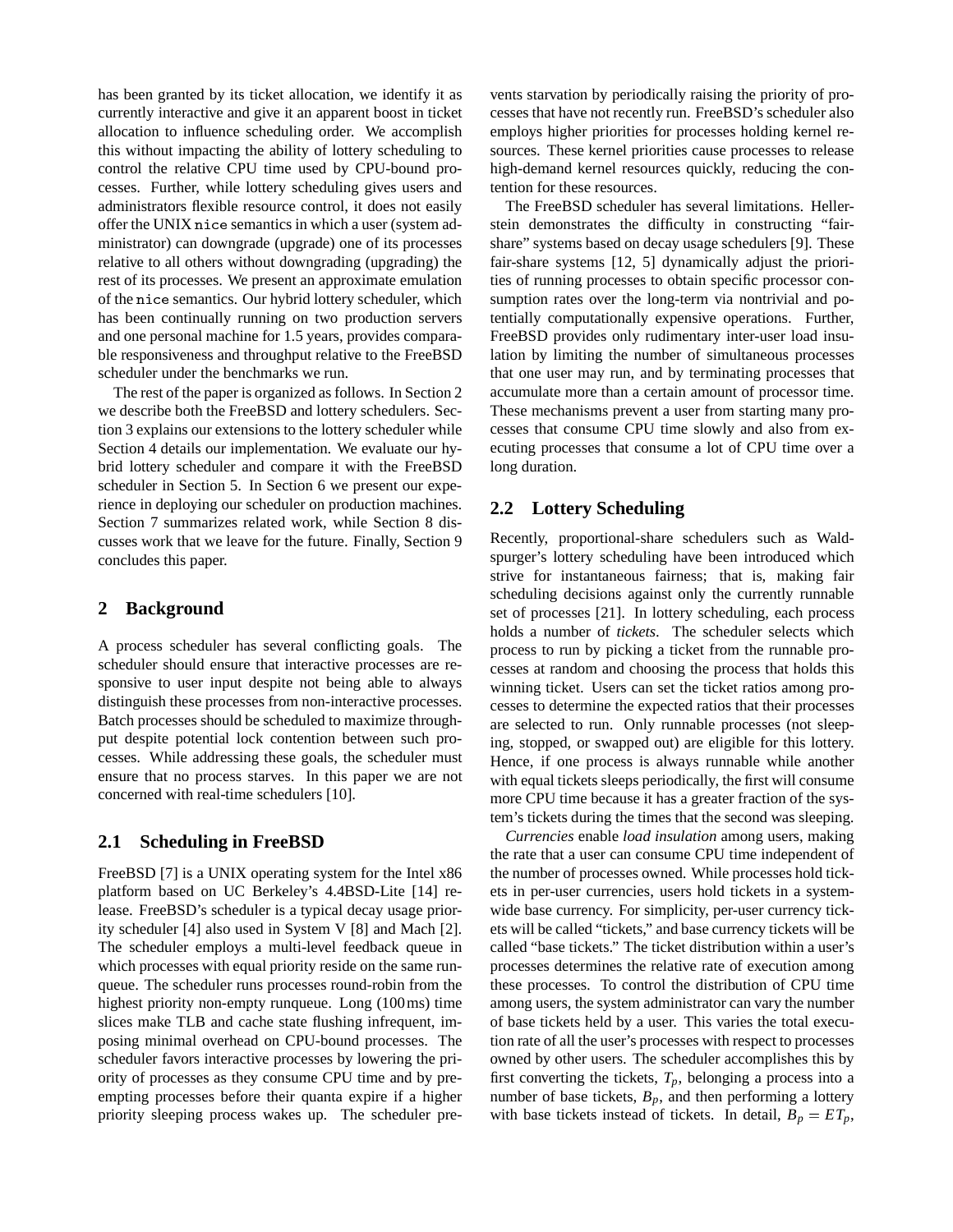has been granted by its ticket allocation, we identify it as currently interactive and give it an apparent boost in ticket allocation to influence scheduling order. We accomplish this without impacting the ability of lottery scheduling to control the relative CPU time used by CPU-bound processes. Further, while lottery scheduling gives users and administrators flexible resource control, it does not easily offer the UNIX `nice` semantics in which a user (system administrator) can downgrade (upgrade) one of its processes relative to all others without downgrading (upgrading) the rest of its processes. We present an approximate emulation of the `nice` semantics. Our hybrid lottery scheduler, which has been continually running on two production servers and one personal machine for 1.5 years, provides comparable responsiveness and throughput relative to the FreeBSD scheduler under the benchmarks we run.

The rest of the paper is organized as follows. In Section 2 we describe both the FreeBSD and lottery schedulers. Section 3 explains our extensions to the lottery scheduler while Section 4 details our implementation. We evaluate our hybrid lottery scheduler and compare it with the FreeBSD scheduler in Section 5. In Section 6 we present our experience in deploying our scheduler on production machines. Section 7 summarizes related work, while Section 8 discusses work that we leave for the future. Finally, Section 9 concludes this paper.

## 2 Background

A process scheduler has several conflicting goals. The scheduler should ensure that interactive processes are responsive to user input despite not being able to always distinguish these processes from non-interactive processes. Batch processes should be scheduled to maximize throughput despite potential lock contention between such processes. While addressing these goals, the scheduler must ensure that no process starves. In this paper we are not concerned with real-time schedulers [10].

### 2.1 Scheduling in FreeBSD

FreeBSD [7] is a UNIX operating system for the Intel x86 platform based on UC Berkeley's 4.4BSD-Lite [14] release. FreeBSD's scheduler is a typical decay usage priority scheduler [4] also used in System V [8] and Mach [2]. The scheduler employs a multi-level feedback queue in which processes with equal priority reside on the same runqueue. The scheduler runs processes round-robin from the highest priority non-empty runqueue. Long (100 ms) time slices make TLB and cache state flushing infrequent, imposing minimal overhead on CPU-bound processes. The scheduler favors interactive processes by lowering the priority of processes as they consume CPU time and by preempting processes before their quanta expire if a higher priority sleeping process wakes up. The scheduler prevents starvation by periodically raising the priority of processes that have not recently run. FreeBSD's scheduler also employs higher priorities for processes holding kernel resources. These kernel priorities cause processes to release high-demand kernel resources quickly, reducing the contention for these resources.

The FreeBSD scheduler has several limitations. Hellerstein demonstrates the difficulty in constructing "fair-share" systems based on decay usage schedulers [9]. These fair-share systems [12, 5] dynamically adjust the priorities of running processes to obtain specific processor consumption rates over the long-term via nontrivial and potentially computationally expensive operations. Further, FreeBSD provides only rudimentary inter-user load insulation by limiting the number of simultaneous processes that one user may run, and by terminating processes that accumulate more than a certain amount of processor time. These mechanisms prevent a user from starting many processes that consume CPU time slowly and also from executing processes that consume a lot of CPU time over a long duration.

### 2.2 Lottery Scheduling

Recently, proportional-share schedulers such as Waldspurger's lottery scheduling have been introduced which strive for instantaneous fairness; that is, making fair scheduling decisions against only the currently runnable set of processes [21]. In lottery scheduling, each process holds a number of *tickets*. The scheduler selects which process to run by picking a ticket from the runnable processes at random and choosing the process that holds this winning ticket. Users can set the ticket ratios among processes to determine the expected ratios that their processes are selected to run. Only runnable processes (not sleeping, stopped, or swapped out) are eligible for this lottery. Hence, if one process is always runnable while another with equal tickets sleeps periodically, the first will consume more CPU time because it has a greater fraction of the system's tickets during the times that the second was sleeping.

*Currencies* enable *load insulation* among users, making the rate that a user can consume CPU time independent of the number of processes owned. While processes hold tickets in per-user currencies, users hold tickets in a system-wide base currency. For simplicity, per-user currency tickets will be called "tickets," and base currency tickets will be called "base tickets." The ticket distribution within a user's processes determines the relative rate of execution among these processes. To control the distribution of CPU time among users, the system administrator can vary the number of base tickets held by a user. This varies the total execution rate of all the user's processes with respect to processes owned by other users. The scheduler accomplishes this by first converting the tickets, $T_p$, belonging a process into a number of base tickets, $B_p$, and then performing a lottery with base tickets instead of tickets. In detail, $B_p = ET_p$,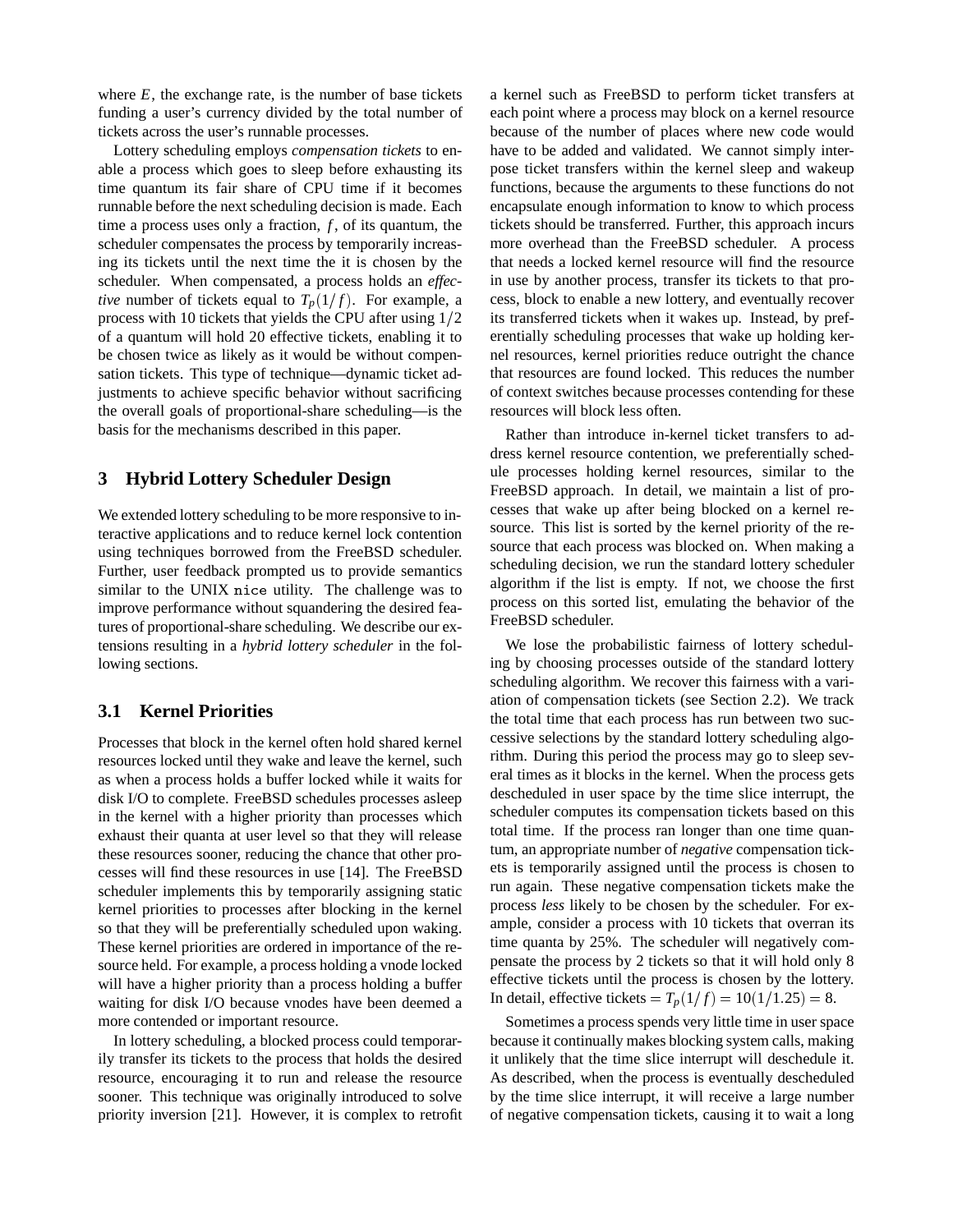where $E$, the exchange rate, is the number of base tickets funding a user's currency divided by the total number of tickets across the user's runnable processes.

Lottery scheduling employs *compensation tickets* to enable a process which goes to sleep before exhausting its time quantum its fair share of CPU time if it becomes runnable before the next scheduling decision is made. Each time a process uses only a fraction, $f$, of its quantum, the scheduler compensates the process by temporarily increasing its tickets until the next time the it is chosen by the scheduler. When compensated, a process holds an *effective* number of tickets equal to $T_p(1/f)$. For example, a process with 10 tickets that yields the CPU after using $1/2$ of a quantum will hold 20 effective tickets, enabling it to be chosen twice as likely as it would be without compensation tickets. This type of technique—dynamic ticket adjustments to achieve specific behavior without sacrificing the overall goals of proportional-share scheduling—is the basis for the mechanisms described in this paper.

## 3 Hybrid Lottery Scheduler Design

We extended lottery scheduling to be more responsive to interactive applications and to reduce kernel lock contention using techniques borrowed from the FreeBSD scheduler. Further, user feedback prompted us to provide semantics similar to the UNIX `nice` utility. The challenge was to improve performance without squandering the desired features of proportional-share scheduling. We describe our extensions resulting in a *hybrid lottery scheduler* in the following sections.

### 3.1 Kernel Priorities

Processes that block in the kernel often hold shared kernel resources locked until they wake and leave the kernel, such as when a process holds a buffer locked while it waits for disk I/O to complete. FreeBSD schedules processes asleep in the kernel with a higher priority than processes which exhaust their quanta at user level so that they will release these resources sooner, reducing the chance that other processes will find these resources in use [14]. The FreeBSD scheduler implements this by temporarily assigning static kernel priorities to processes after blocking in the kernel so that they will be preferentially scheduled upon waking. These kernel priorities are ordered in importance of the resource held. For example, a process holding a vnode locked will have a higher priority than a process holding a buffer waiting for disk I/O because vnodes have been deemed a more contended or important resource.

In lottery scheduling, a blocked process could temporarily transfer its tickets to the process that holds the desired resource, encouraging it to run and release the resource sooner. This technique was originally introduced to solve priority inversion [21]. However, it is complex to retrofit a kernel such as FreeBSD to perform ticket transfers at each point where a process may block on a kernel resource because of the number of places where new code would have to be added and validated. We cannot simply interpose ticket transfers within the kernel sleep and wakeup functions, because the arguments to these functions do not encapsulate enough information to know to which process tickets should be transferred. Further, this approach incurs more overhead than the FreeBSD scheduler. A process that needs a locked kernel resource will find the resource in use by another process, transfer its tickets to that process, block to enable a new lottery, and eventually recover its transferred tickets when it wakes up. Instead, by preferentially scheduling processes that wake up holding kernel resources, kernel priorities reduce outright the chance that resources are found locked. This reduces the number of context switches because processes contending for these resources will block less often.

Rather than introduce in-kernel ticket transfers to address kernel resource contention, we preferentially schedule processes holding kernel resources, similar to the FreeBSD approach. In detail, we maintain a list of processes that wake up after being blocked on a kernel resource. This list is sorted by the kernel priority of the resource that each process was blocked on. When making a scheduling decision, we run the standard lottery scheduler algorithm if the list is empty. If not, we choose the first process on this sorted list, emulating the behavior of the FreeBSD scheduler.

We lose the probabilistic fairness of lottery scheduling by choosing processes outside of the standard lottery scheduling algorithm. We recover this fairness with a variation of compensation tickets (see Section 2.2). We track the total time that each process has run between two successive selections by the standard lottery scheduling algorithm. During this period the process may go to sleep several times as it blocks in the kernel. When the process gets descheduled in user space by the time slice interrupt, the scheduler computes its compensation tickets based on this total time. If the process ran longer than one time quantum, an appropriate number of *negative* compensation tickets is temporarily assigned until the process is chosen to run again. These negative compensation tickets make the process *less* likely to be chosen by the scheduler. For example, consider a process with 10 tickets that overran its time quanta by 25%. The scheduler will negatively compensate the process by 2 tickets so that it will hold only 8 effective tickets until the process is chosen by the lottery. In detail, effective tickets $= T_p(1/f) = 10(1/1.25) = 8$.

Sometimes a process spends very little time in user space because it continually makes blocking system calls, making it unlikely that the time slice interrupt will deschedule it. As described, when the process is eventually descheduled by the time slice interrupt, it will receive a large number of negative compensation tickets, causing it to wait a long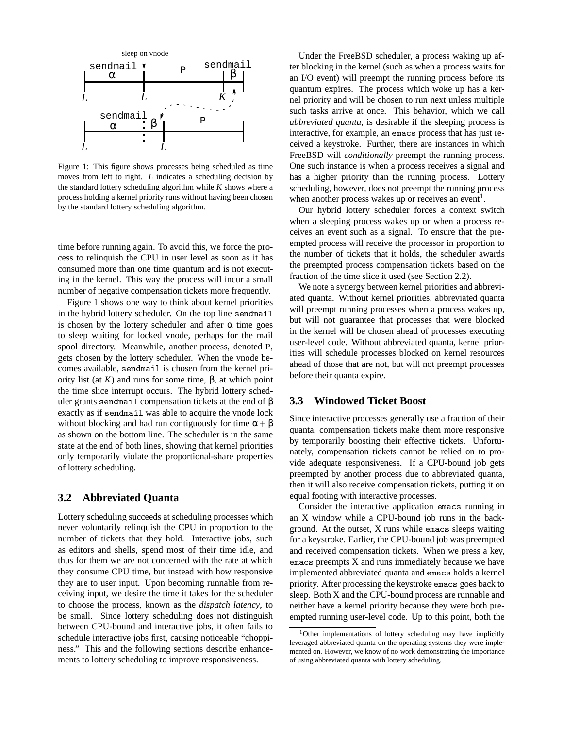Figure 1: This figure shows processes being scheduled as time moves from left to right. $L$ indicates a scheduling decision by the standard lottery scheduling algorithm while $K$ shows where a process holding a kernel priority runs without having been chosen by the standard lottery scheduling algorithm.

time before running again. To avoid this, we force the process to relinquish the CPU in user level as soon as it has consumed more than one time quantum and is not executing in the kernel. This way the process will incur a small number of negative compensation tickets more frequently.

Figure 1 shows one way to think about kernel priorities in the hybrid lottery scheduler. On the top line `sendmail` is chosen by the lottery scheduler and after $\alpha$ time goes to sleep waiting for locked vnode, perhaps for the mail spool directory. Meanwhile, another process, denoted `P`, gets chosen by the lottery scheduler. When the vnode becomes available, `sendmail` is chosen from the kernel priority list (at $K$) and runs for some time, $\beta$, at which point the time slice interrupt occurs. The hybrid lottery scheduler grants `sendmail` compensation tickets at the end of $\beta$ exactly as if `sendmail` was able to acquire the vnode lock without blocking and had run contiguously for time $\alpha + \beta$ as shown on the bottom line. The scheduler is in the same state at the end of both lines, showing that kernel priorities only temporarily violate the proportional-share properties of lottery scheduling.

## 3.2 Abbreviated Quanta

Lottery scheduling succeeds at scheduling processes which never voluntarily relinquish the CPU in proportion to the number of tickets that they hold. Interactive jobs, such as editors and shells, spend most of their time idle, and thus for them we are not concerned with the rate at which they consume CPU time, but instead with how responsive they are to user input. Upon becoming runnable from receiving input, we desire the time it takes for the scheduler to choose the process, known as the *dispatch latency*, to be small. Since lottery scheduling does not distinguish between CPU-bound and interactive jobs, it often fails to schedule interactive jobs first, causing noticeable "choppiness." This and the following sections describe enhancements to lottery scheduling to improve responsiveness.

Under the FreeBSD scheduler, a process waking up after blocking in the kernel (such as when a process waits for an I/O event) will preempt the running process before its quantum expires. The process which woke up has a kernel priority and will be chosen to run next unless multiple such tasks arrive at once. This behavior, which we call *abbreviated quanta*, is desirable if the sleeping process is interactive, for example, an `emacs` process that has just received a keystroke. Further, there are instances in which FreeBSD will *conditionally* preempt the running process. One such instance is when a process receives a signal and has a higher priority than the running process. Lottery scheduling, however, does not preempt the running process when another process wakes up or receives an event[1].

Our hybrid lottery scheduler forces a context switch when a sleeping process wakes up or when a process receives an event such as a signal. To ensure that the preempted process will receive the processor in proportion to the number of tickets that it holds, the scheduler awards the preempted process compensation tickets based on the fraction of the time slice it used (see Section 2.2).

We note a synergy between kernel priorities and abbreviated quanta. Without kernel priorities, abbreviated quanta will preempt running processes when a process wakes up, but will not guarantee that processes that were blocked in the kernel will be chosen ahead of processes executing user-level code. Without abbreviated quanta, kernel priorities will schedule processes blocked on kernel resources ahead of those that are not, but will not preempt processes before their quanta expire.

## 3.3 Windowed Ticket Boost

Since interactive processes generally use a fraction of their quanta, compensation tickets make them more responsive by temporarily boosting their effective tickets. Unfortunately, compensation tickets cannot be relied on to provide adequate responsiveness. If a CPU-bound job gets preempted by another process due to abbreviated quanta, then it will also receive compensation tickets, putting it on equal footing with interactive processes.

Consider the interactive application `emacs` running in an X window while a CPU-bound job runs in the background. At the outset, X runs while `emacs` sleeps waiting for a keystroke. Earlier, the CPU-bound job was preempted and received compensation tickets. When we press a key, `emacs` preempts X and runs immediately because we have implemented abbreviated quanta and `emacs` holds a kernel priority. After processing the keystroke `emacs` goes back to sleep. Both X and the CPU-bound process are runnable and neither have a kernel priority because they were both preempted running user-level code. Up to this point, both the

[1] Other implementations of lottery scheduling may have implicitly leveraged abbreviated quanta on the operating systems they were implemented on. However, we know of no work demonstrating the importance of using abbreviated quanta with lottery scheduling.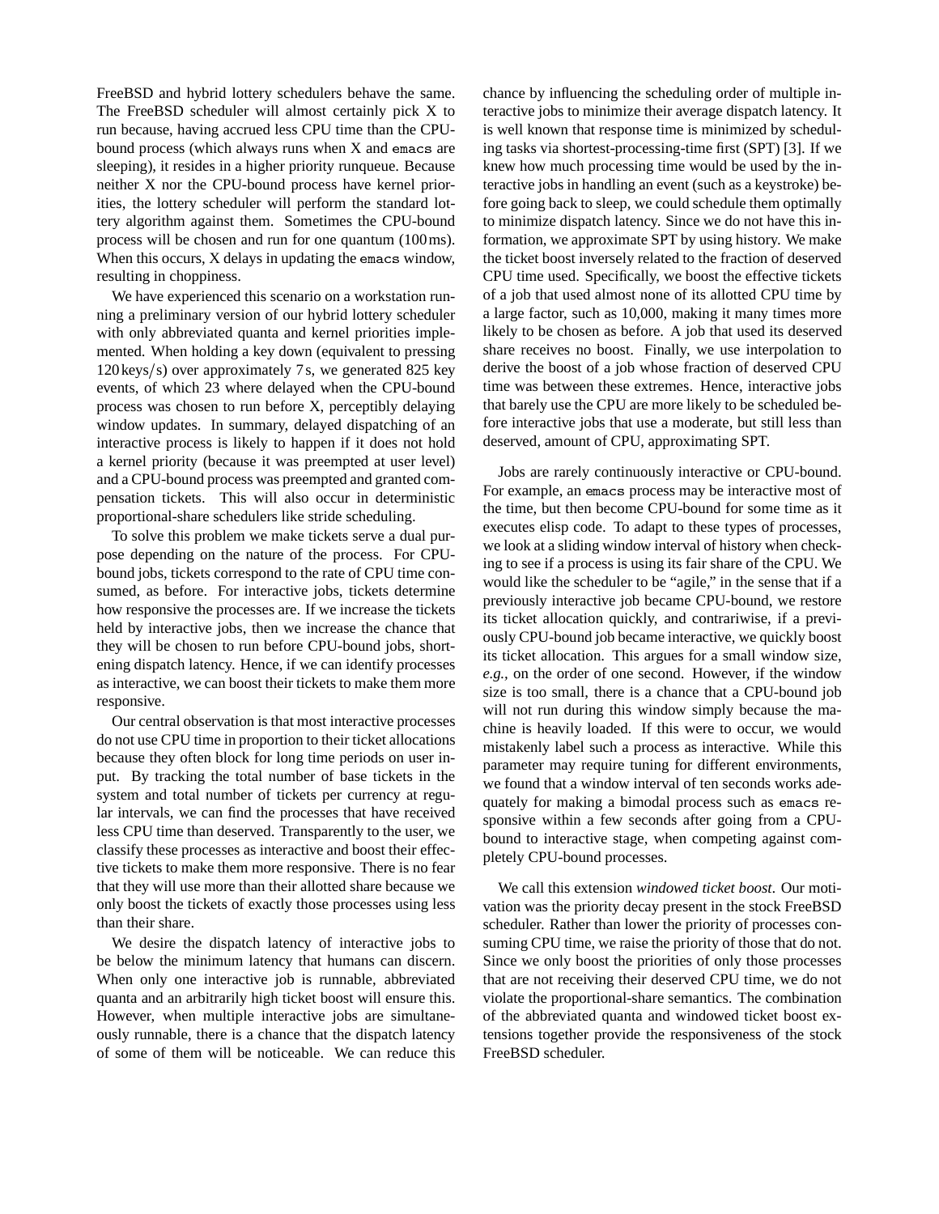FreeBSD and hybrid lottery schedulers behave the same. The FreeBSD scheduler will almost certainly pick X to run because, having accrued less CPU time than the CPU-bound process (which always runs when X and `emacs` are sleeping), it resides in a higher priority runqueue. Because neither X nor the CPU-bound process have kernel priorities, the lottery scheduler will perform the standard lottery algorithm against them. Sometimes the CPU-bound process will be chosen and run for one quantum (100 ms). When this occurs, X delays in updating the `emacs` window, resulting in choppiness.

We have experienced this scenario on a workstation running a preliminary version of our hybrid lottery scheduler with only abbreviated quanta and kernel priorities implemented. When holding a key down (equivalent to pressing 120 keys/s) over approximately 7 s, we generated 825 key events, of which 23 where delayed when the CPU-bound process was chosen to run before X, perceptibly delaying window updates. In summary, delayed dispatching of an interactive process is likely to happen if it does not hold a kernel priority (because it was preempted at user level) and a CPU-bound process was preempted and granted compensation tickets. This will also occur in deterministic proportional-share schedulers like stride scheduling.

To solve this problem we make tickets serve a dual purpose depending on the nature of the process. For CPU-bound jobs, tickets correspond to the rate of CPU time consumed, as before. For interactive jobs, tickets determine how responsive the processes are. If we increase the tickets held by interactive jobs, then we increase the chance that they will be chosen to run before CPU-bound jobs, shortening dispatch latency. Hence, if we can identify processes as interactive, we can boost their tickets to make them more responsive.

Our central observation is that most interactive processes do not use CPU time in proportion to their ticket allocations because they often block for long time periods on user input. By tracking the total number of base tickets in the system and total number of tickets per currency at regular intervals, we can find the processes that have received less CPU time than deserved. Transparently to the user, we classify these processes as interactive and boost their effective tickets to make them more responsive. There is no fear that they will use more than their allotted share because we only boost the tickets of exactly those processes using less than their share.

We desire the dispatch latency of interactive jobs to be below the minimum latency that humans can discern. When only one interactive job is runnable, abbreviated quanta and an arbitrarily high ticket boost will ensure this. However, when multiple interactive jobs are simultaneously runnable, there is a chance that the dispatch latency of some of them will be noticeable. We can reduce this chance by influencing the scheduling order of multiple interactive jobs to minimize their average dispatch latency. It is well known that response time is minimized by scheduling tasks via shortest-processing-time first (SPT) [3]. If we knew how much processing time would be used by the interactive jobs in handling an event (such as a keystroke) before going back to sleep, we could schedule them optimally to minimize dispatch latency. Since we do not have this information, we approximate SPT by using history. We make the ticket boost inversely related to the fraction of deserved CPU time used. Specifically, we boost the effective tickets of a job that used almost none of its allotted CPU time by a large factor, such as 10,000, making it many times more likely to be chosen as before. A job that used its deserved share receives no boost. Finally, we use interpolation to derive the boost of a job whose fraction of deserved CPU time was between these extremes. Hence, interactive jobs that barely use the CPU are more likely to be scheduled before interactive jobs that use a moderate, but still less than deserved, amount of CPU, approximating SPT.

Jobs are rarely continuously interactive or CPU-bound. For example, an `emacs` process may be interactive most of the time, but then become CPU-bound for some time as it executes elisp code. To adapt to these types of processes, we look at a sliding window interval of history when checking to see if a process is using its fair share of the CPU. We would like the scheduler to be "agile," in the sense that if a previously interactive job became CPU-bound, we restore its ticket allocation quickly, and contrariwise, if a previously CPU-bound job became interactive, we quickly boost its ticket allocation. This argues for a small window size, *e.g.,* on the order of one second. However, if the window size is too small, there is a chance that a CPU-bound job will not run during this window simply because the machine is heavily loaded. If this were to occur, we would mistakenly label such a process as interactive. While this parameter may require tuning for different environments, we found that a window interval of ten seconds works adequately for making a bimodal process such as `emacs` responsive within a few seconds after going from a CPU-bound to interactive stage, when competing against completely CPU-bound processes.

We call this extension *windowed ticket boost*. Our motivation was the priority decay present in the stock FreeBSD scheduler. Rather than lower the priority of processes consuming CPU time, we raise the priority of those that do not. Since we only boost the priorities of only those processes that are not receiving their deserved CPU time, we do not violate the proportional-share semantics. The combination of the abbreviated quanta and windowed ticket boost extensions together provide the responsiveness of the stock FreeBSD scheduler.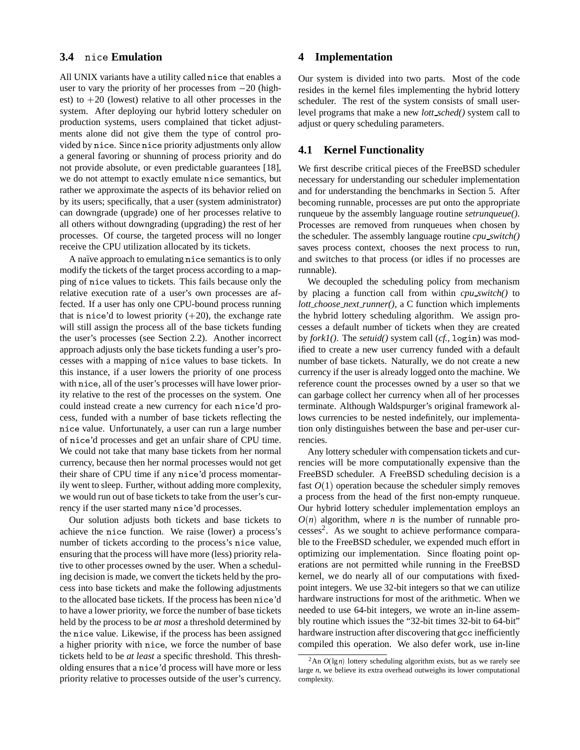### 3.4 nice Emulation

All UNIX variants have a utility called nice that enables a user to vary the priority of her processes from $-20$ (highest) to $+20$ (lowest) relative to all other processes in the system. After deploying our hybrid lottery scheduler on production systems, users complained that ticket adjustments alone did not give them the type of control provided by nice. Since nice priority adjustments only allow a general favoring or shunning of process priority and do not provide absolute, or even predictable guarantees [18], we do not attempt to exactly emulate nice semantics, but rather we approximate the aspects of its behavior relied on by its users; specifically, that a user (system administrator) can downgrade (upgrade) one of her processes relative to all others without downgrading (upgrading) the rest of her processes. Of course, the targeted process will no longer receive the CPU utilization allocated by its tickets.

A naïve approach to emulating nice semantics is to only modify the tickets of the target process according to a mapping of nice values to tickets. This fails because only the relative execution rate of a user's own processes are affected. If a user has only one CPU-bound process running that is nice'd to lowest priority ($+20$), the exchange rate will still assign the process all of the base tickets funding the user's processes (see Section 2.2). Another incorrect approach adjusts only the base tickets funding a user's processes with a mapping of nice values to base tickets. In this instance, if a user lowers the priority of one process with nice, all of the user's processes will have lower priority relative to the rest of the processes on the system. One could instead create a new currency for each nice'd process, funded with a number of base tickets reflecting the nice value. Unfortunately, a user can run a large number of nice'd processes and get an unfair share of CPU time. We could not take that many base tickets from her normal currency, because then her normal processes would not get their share of CPU time if any nice'd process momentarily went to sleep. Further, without adding more complexity, we would run out of base tickets to take from the user's currency if the user started many nice'd processes.

Our solution adjusts both tickets and base tickets to achieve the nice function. We raise (lower) a process's number of tickets according to the process's nice value, ensuring that the process will have more (less) priority relative to other processes owned by the user. When a scheduling decision is made, we convert the tickets held by the process into base tickets and make the following adjustments to the allocated base tickets. If the process has been nice'd to have a lower priority, we force the number of base tickets held by the process to be *at most* a threshold determined by the nice value. Likewise, if the process has been assigned a higher priority with nice, we force the number of base tickets held to be *at least* a specific threshold. This thresholding ensures that a nice'd process will have more or less priority relative to processes outside of the user's currency.

## 4 Implementation

Our system is divided into two parts. Most of the code resides in the kernel files implementing the hybrid lottery scheduler. The rest of the system consists of small user-level programs that make a new *lott_sched()* system call to adjust or query scheduling parameters.

### 4.1 Kernel Functionality

We first describe critical pieces of the FreeBSD scheduler necessary for understanding our scheduler implementation and for understanding the benchmarks in Section 5. After becoming runnable, processes are put onto the appropriate runqueue by the assembly language routine *setrunqueue()*. Processes are removed from runqueues when chosen by the scheduler. The assembly language routine *cpu_switch()* saves process context, chooses the next process to run, and switches to that process (or idles if no processes are runnable).

We decoupled the scheduling policy from mechanism by placing a function call from within *cpu_switch()* to *lott_choose_next_runner()*, a C function which implements the hybrid lottery scheduling algorithm. We assign processes a default number of tickets when they are created by *fork1()*. The *setuid()* system call (*cf.*, login) was modified to create a new user currency funded with a default number of base tickets. Naturally, we do not create a new currency if the user is already logged onto the machine. We reference count the processes owned by a user so that we can garbage collect her currency when all of her processes terminate. Although Waldspurger's original framework allows currencies to be nested indefinitely, our implementation only distinguishes between the base and per-user currencies.

Any lottery scheduler with compensation tickets and currencies will be more computationally expensive than the FreeBSD scheduler. A FreeBSD scheduling decision is a fast $O(1)$ operation because the scheduler simply removes a process from the head of the first non-empty runqueue. Our hybrid lottery scheduler implementation employs an $O(n)$ algorithm, where $n$ is the number of runnable processes[2]. As we sought to achieve performance comparable to the FreeBSD scheduler, we expended much effort in optimizing our implementation. Since floating point operations are not permitted while running in the FreeBSD kernel, we do nearly all of our computations with fixed-point integers. We use 32-bit integers so that we can utilize hardware instructions for most of the arithmetic. When we needed to use 64-bit integers, we wrote an in-line assembly routine which issues the "32-bit times 32-bit to 64-bit" hardware instruction after discovering that gcc inefficiently compiled this operation. We also defer work, use in-line

[2] An $O(\lg n)$ lottery scheduling algorithm exists, but as we rarely see large $n$, we believe its extra overhead outweighs its lower computational complexity.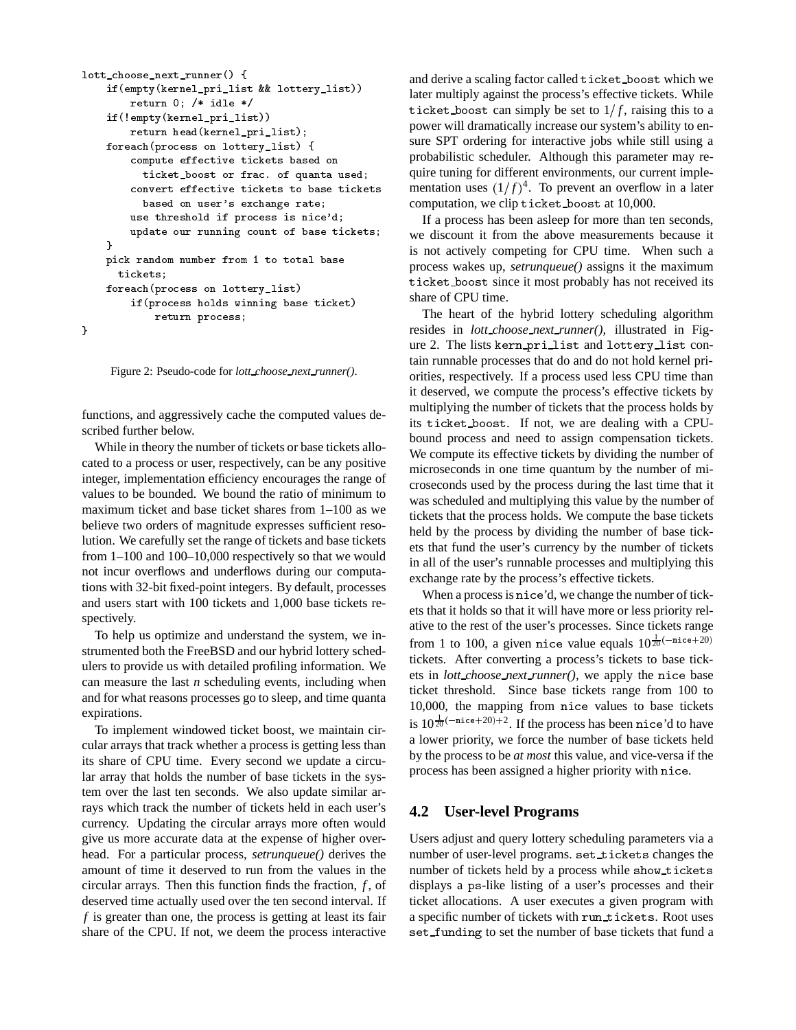```
lott_choose_next_runner() {
    if(empty(kernel_pri_list && lottery_list))
        return 0; /* idle */
    if(!empty(kernel_pri_list))
        return head(kernel_pri_list);
    foreach(process on lottery_list) {
        compute effective tickets based on
          ticket_boost or frac. of quanta used;
        convert effective tickets to base tickets
          based on user's exchange rate;
        use threshold if process is nice'd;
        update our running count of base tickets;
    }
    pick random number from 1 to total base
      tickets;
    foreach(process on lottery_list)
        if(process holds winning base ticket)
            return process;
}
```

Figure 2: Pseudo-code for *lott_choose_next_runner()*.

functions, and aggressively cache the computed values described further below.

While in theory the number of tickets or base tickets allocated to a process or user, respectively, can be any positive integer, implementation efficiency encourages the range of values to be bounded. We bound the ratio of minimum to maximum ticket and base ticket shares from 1–100 as we believe two orders of magnitude expresses sufficient resolution. We carefully set the range of tickets and base tickets from 1–100 and 100–10,000 respectively so that we would not incur overflows and underflows during our computations with 32-bit fixed-point integers. By default, processes and users start with 100 tickets and 1,000 base tickets respectively.

To help us optimize and understand the system, we instrumented both the FreeBSD and our hybrid lottery schedulers to provide us with detailed profiling information. We can measure the last *n* scheduling events, including when and for what reasons processes go to sleep, and time quanta expirations.

To implement windowed ticket boost, we maintain circular arrays that track whether a process is getting less than its share of CPU time. Every second we update a circular array that holds the number of base tickets in the system over the last ten seconds. We also update similar arrays which track the number of tickets held in each user's currency. Updating the circular arrays more often would give us more accurate data at the expense of higher overhead. For a particular process, *setrunqueue()* derives the amount of time it deserved to run from the values in the circular arrays. Then this function finds the fraction, $f$, of deserved time actually used over the ten second interval. If $f$ is greater than one, the process is getting at least its fair share of the CPU. If not, we deem the process interactive and derive a scaling factor called ticket_boost which we later multiply against the process's effective tickets. While ticket_boost can simply be set to $1/f$, raising this to a power will dramatically increase our system's ability to ensure SPT ordering for interactive jobs while still using a probabilistic scheduler. Although this parameter may require tuning for different environments, our current implementation uses $(1/f)^4$. To prevent an overflow in a later computation, we clip ticket_boost at 10,000.

If a process has been asleep for more than ten seconds, we discount it from the above measurements because it is not actively competing for CPU time. When such a process wakes up, *setrunqueue()* assigns it the maximum ticket_boost since it most probably has not received its share of CPU time.

The heart of the hybrid lottery scheduling algorithm resides in *lott_choose_next_runner()*, illustrated in Figure 2. The lists kern_pri_list and lottery_list contain runnable processes that do and do not hold kernel priorities, respectively. If a process used less CPU time than it deserved, we compute the process's effective tickets by multiplying the number of tickets that the process holds by its ticket_boost. If not, we are dealing with a CPU-bound process and need to assign compensation tickets. We compute its effective tickets by dividing the number of microseconds in one time quantum by the number of microseconds used by the process during the last time that it was scheduled and multiplying this value by the number of tickets that the process holds. We compute the base tickets held by the process by dividing the number of base tickets that fund the user's currency by the number of tickets in all of the user's runnable processes and multiplying this exchange rate by the process's effective tickets.

When a process is nice'd, we change the number of tickets that it holds so that it will have more or less priority relative to the rest of the user's processes. Since tickets range from 1 to 100, a given nice value equals $10^{\frac{1}{20}(-\text{nice}+20)}$ tickets. After converting a process's tickets to base tickets in *lott_choose_next_runner()*, we apply the nice base ticket threshold. Since base tickets range from 100 to 10,000, the mapping from nice values to base tickets is $10^{\frac{1}{20}(-\text{nice}+20)+2}$. If the process has been nice'd to have a lower priority, we force the number of base tickets held by the process to be *at most* this value, and vice-versa if the process has been assigned a higher priority with nice.

## 4.2 User-level Programs

Users adjust and query lottery scheduling parameters via a number of user-level programs. set_tickets changes the number of tickets held by a process while show_tickets displays a ps-like listing of a user's processes and their ticket allocations. A user executes a given program with a specific number of tickets with run_tickets. Root uses set_funding to set the number of base tickets that fund a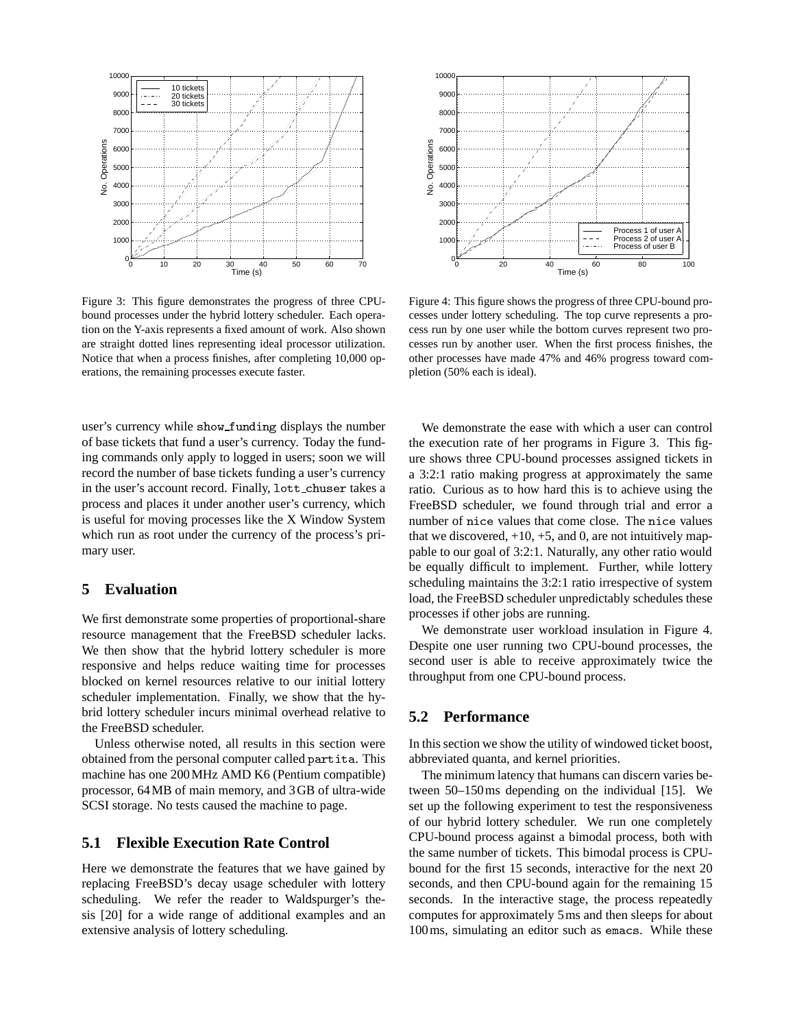Figure 3: This figure demonstrates the progress of three CPU-bound processes under the hybrid lottery scheduler. Each operation on the Y-axis represents a fixed amount of work. Also shown are straight dotted lines representing ideal processor utilization. Notice that when a process finishes, after completing 10,000 operations, the remaining processes execute faster.

Figure 4: This figure shows the progress of three CPU-bound processes under lottery scheduling. The top curve represents a process run by one user while the bottom curves represent two processes run by another user. When the first process finishes, the other processes have made 47% and 46% progress toward completion (50% each is ideal).

user's currency while `show_funding` displays the number of base tickets that fund a user's currency. Today the funding commands only apply to logged in users; soon we will record the number of base tickets funding a user's currency in the user's account record. Finally, `lott_chuser` takes a process and places it under another user's currency, which is useful for moving processes like the X Window System which run as root under the currency of the process's primary user.

## 5 Evaluation

We first demonstrate some properties of proportional-share resource management that the FreeBSD scheduler lacks. We then show that the hybrid lottery scheduler is more responsive and helps reduce waiting time for processes blocked on kernel resources relative to our initial lottery scheduler implementation. Finally, we show that the hybrid lottery scheduler incurs minimal overhead relative to the FreeBSD scheduler.

Unless otherwise noted, all results in this section were obtained from the personal computer called `partita`. This machine has one 200 MHz AMD K6 (Pentium compatible) processor, 64 MB of main memory, and 3 GB of ultra-wide SCSI storage. No tests caused the machine to page.

### 5.1 Flexible Execution Rate Control

Here we demonstrate the features that we have gained by replacing FreeBSD's decay usage scheduler with lottery scheduling. We refer the reader to Waldspurger's thesis [20] for a wide range of additional examples and an extensive analysis of lottery scheduling.

We demonstrate the ease with which a user can control the execution rate of her programs in Figure 3. This figure shows three CPU-bound processes assigned tickets in a 3:2:1 ratio making progress at approximately the same ratio. Curious as to how hard this is to achieve using the FreeBSD scheduler, we found through trial and error a number of `nice` values that come close. The `nice` values that we discovered, +10, +5, and 0, are not intuitively mappable to our goal of 3:2:1. Naturally, any other ratio would be equally difficult to implement. Further, while lottery scheduling maintains the 3:2:1 ratio irrespective of system load, the FreeBSD scheduler unpredictably schedules these processes if other jobs are running.

We demonstrate user workload insulation in Figure 4. Despite one user running two CPU-bound processes, the second user is able to receive approximately twice the throughput from one CPU-bound process.

### 5.2 Performance

In this section we show the utility of windowed ticket boost, abbreviated quanta, and kernel priorities.

The minimum latency that humans can discern varies between 50–150 ms depending on the individual [15]. We set up the following experiment to test the responsiveness of our hybrid lottery scheduler. We run one completely CPU-bound process against a bimodal process, both with the same number of tickets. This bimodal process is CPU-bound for the first 15 seconds, interactive for the next 20 seconds, and then CPU-bound again for the remaining 15 seconds. In the interactive stage, the process repeatedly computes for approximately 5 ms and then sleeps for about 100 ms, simulating an editor such as `emacs`. While these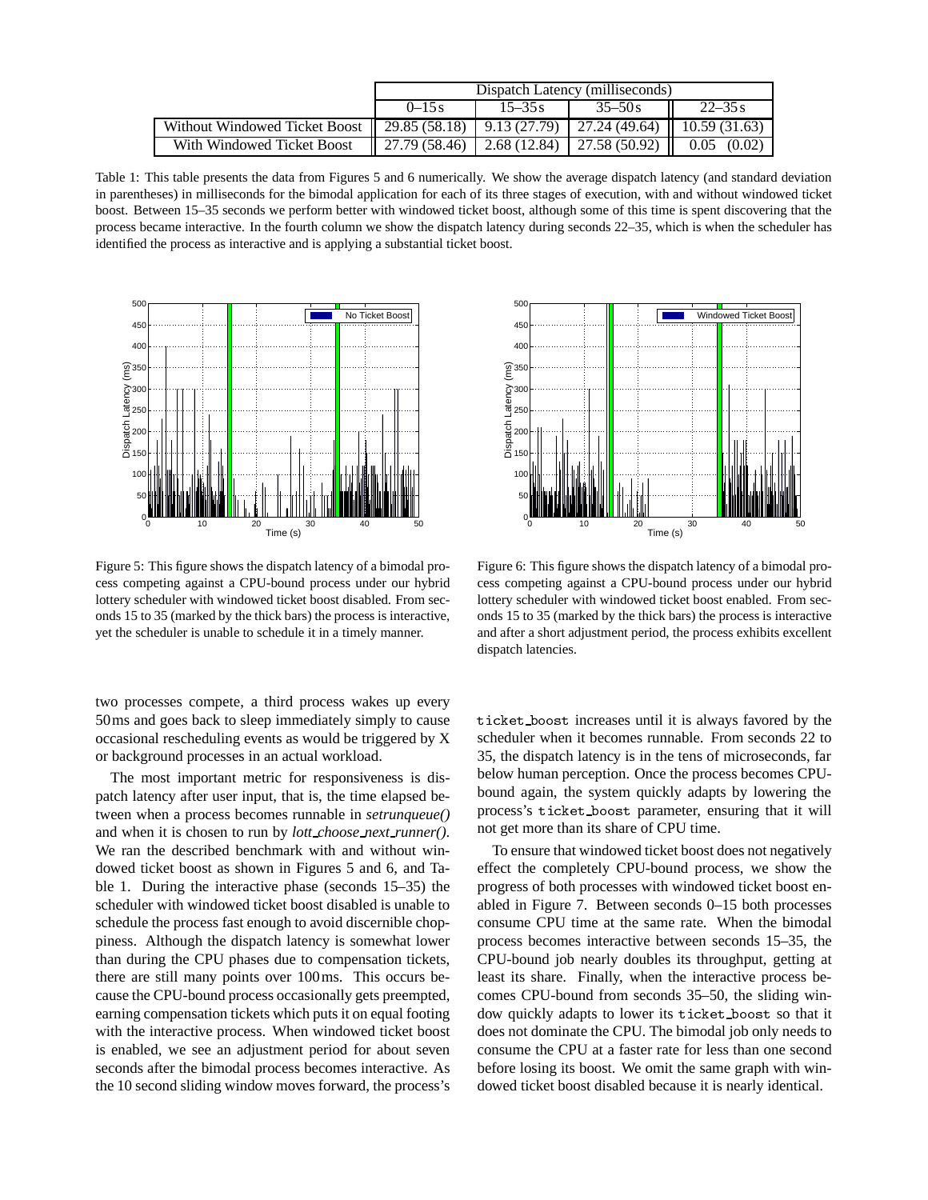| | Dispatch Latency (milliseconds) | | | |
|---|---|---|---|---|
| | 0–15 s | 15–35 s | 35–50 s | 22–35 s |
| Without Windowed Ticket Boost | 29.85 (58.18) | 9.13 (27.79) | 27.24 (49.64) | 10.59 (31.63) |
| With Windowed Ticket Boost | 27.79 (58.46) | 2.68 (12.84) | 27.58 (50.92) | 0.05 (0.02) |

Table 1: This table presents the data from Figures 5 and 6 numerically. We show the average dispatch latency (and standard deviation in parentheses) in milliseconds for the bimodal application for each of its three stages of execution, with and without windowed ticket boost. Between 15–35 seconds we perform better with windowed ticket boost, although some of this time is spent discovering that the process became interactive. In the fourth column we show the dispatch latency during seconds 22–35, which is when the scheduler has identified the process as interactive and is applying a substantial ticket boost.

Figure 5: This figure shows the dispatch latency of a bimodal process competing against a CPU-bound process under our hybrid lottery scheduler with windowed ticket boost disabled. From seconds 15 to 35 (marked by the thick bars) the process is interactive, yet the scheduler is unable to schedule it in a timely manner.

Figure 6: This figure shows the dispatch latency of a bimodal process competing against a CPU-bound process under our hybrid lottery scheduler with windowed ticket boost enabled. From seconds 15 to 35 (marked by the thick bars) the process is interactive and after a short adjustment period, the process exhibits excellent dispatch latencies.

two processes compete, a third process wakes up every 50 ms and goes back to sleep immediately simply to cause occasional rescheduling events as would be triggered by X or background processes in an actual workload.

The most important metric for responsiveness is dispatch latency after user input, that is, the time elapsed between when a process becomes runnable in *setrunqueue()* and when it is chosen to run by *lott_choose_next_runner()*. We ran the described benchmark with and without windowed ticket boost as shown in Figures 5 and 6, and Table 1. During the interactive phase (seconds 15–35) the scheduler with windowed ticket boost disabled is unable to schedule the process fast enough to avoid discernible choppiness. Although the dispatch latency is somewhat lower than during the CPU phases due to compensation tickets, there are still many points over 100 ms. This occurs because the CPU-bound process occasionally gets preempted, earning compensation tickets which puts it on equal footing with the interactive process. When windowed ticket boost is enabled, we see an adjustment period for about seven seconds after the bimodal process becomes interactive. As the 10 second sliding window moves forward, the process's `ticket_boost` increases until it is always favored by the scheduler when it becomes runnable. From seconds 22 to 35, the dispatch latency is in the tens of microseconds, far below human perception. Once the process becomes CPU-bound again, the system quickly adapts by lowering the process's `ticket_boost` parameter, ensuring that it will not get more than its share of CPU time.

To ensure that windowed ticket boost does not negatively effect the completely CPU-bound process, we show the progress of both processes with windowed ticket boost enabled in Figure 7. Between seconds 0–15 both processes consume CPU time at the same rate. When the bimodal process becomes interactive between seconds 15–35, the CPU-bound job nearly doubles its throughput, getting at least its share. Finally, when the interactive process becomes CPU-bound from seconds 35–50, the sliding window quickly adapts to lower its `ticket_boost` so that it does not dominate the CPU. The bimodal job only needs to consume the CPU at a faster rate for less than one second before losing its boost. We omit the same graph with windowed ticket boost disabled because it is nearly identical.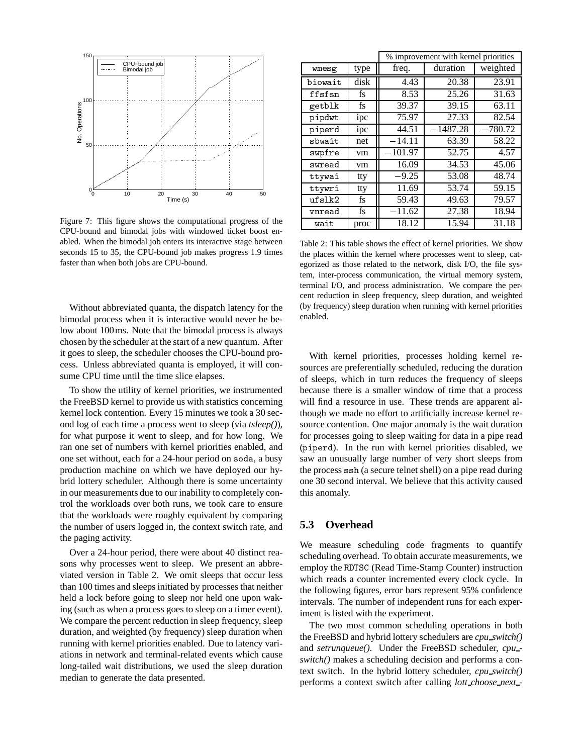Figure 7: This figure shows the computational progress of the CPU-bound and bimodal jobs with windowed ticket boost enabled. When the bimodal job enters its interactive stage between seconds 15 to 35, the CPU-bound job makes progress 1.9 times faster than when both jobs are CPU-bound.

Without abbreviated quanta, the dispatch latency for the bimodal process when it is interactive would never be below about 100 ms. Note that the bimodal process is always chosen by the scheduler at the start of a new quantum. After it goes to sleep, the scheduler chooses the CPU-bound process. Unless abbreviated quanta is employed, it will consume CPU time until the time slice elapses.

To show the utility of kernel priorities, we instrumented the FreeBSD kernel to provide us with statistics concerning kernel lock contention. Every 15 minutes we took a 30 second log of each time a process went to sleep (via *tsleep()*), for what purpose it went to sleep, and for how long. We ran one set of numbers with kernel priorities enabled, and one set without, each for a 24-hour period on soda, a busy production machine on which we have deployed our hybrid lottery scheduler. Although there is some uncertainty in our measurements due to our inability to completely control the workloads over both runs, we took care to ensure that the workloads were roughly equivalent by comparing the number of users logged in, the context switch rate, and the paging activity.

Over a 24-hour period, there were about 40 distinct reasons why processes went to sleep. We present an abbreviated version in Table 2. We omit sleeps that occur less than 100 times and sleeps initiated by processes that neither held a lock before going to sleep nor held one upon waking (such as when a process goes to sleep on a timer event). We compare the percent reduction in sleep frequency, sleep duration, and weighted (by frequency) sleep duration when running with kernel priorities enabled. Due to latency variations in network and terminal-related events which cause long-tailed wait distributions, we used the sleep duration median to generate the data presented.

| | | % improvement with kernel priorities | | |
|---|---|---|---|---|
| wmesg | type | freq. | duration | weighted |
| biowait | disk | 4.43 | 20.38 | 23.91 |
| ffsfsn | fs | 8.53 | 25.26 | 31.63 |
| getblk | fs | 39.37 | 39.15 | 63.11 |
| pipdwt | ipc | 75.97 | 27.33 | 82.54 |
| piperd | ipc | 44.51 | −1487.28 | −780.72 |
| sbwait | net | −14.11 | 63.39 | 58.22 |
| swpfre | vm | −101.97 | 52.75 | 4.57 |
| swread | vm | 16.09 | 34.53 | 45.06 |
| ttywai | tty | −9.25 | 53.08 | 48.74 |
| ttywri | tty | 11.69 | 53.74 | 59.15 |
| ufslk2 | fs | 59.43 | 49.63 | 79.57 |
| vnread | fs | −11.62 | 27.38 | 18.94 |
| wait | proc | 18.12 | 15.94 | 31.18 |

Table 2: This table shows the effect of kernel priorities. We show the places within the kernel where processes went to sleep, categorized as those related to the network, disk I/O, the file system, inter-process communication, the virtual memory system, terminal I/O, and process administration. We compare the percent reduction in sleep frequency, sleep duration, and weighted (by frequency) sleep duration when running with kernel priorities enabled.

With kernel priorities, processes holding kernel resources are preferentially scheduled, reducing the duration of sleeps, which in turn reduces the frequency of sleeps because there is a smaller window of time that a process will find a resource in use. These trends are apparent although we made no effort to artificially increase kernel resource contention. One major anomaly is the wait duration for processes going to sleep waiting for data in a pipe read (piperd). In the run with kernel priorities disabled, we saw an unusually large number of very short sleeps from the process ssh (a secure telnet shell) on a pipe read during one 30 second interval. We believe that this activity caused this anomaly.

## 5.3 Overhead

We measure scheduling code fragments to quantify scheduling overhead. To obtain accurate measurements, we employ the RDTSC (Read Time-Stamp Counter) instruction which reads a counter incremented every clock cycle. In the following figures, error bars represent 95% confidence intervals. The number of independent runs for each experiment is listed with the experiment.

The two most common scheduling operations in both the FreeBSD and hybrid lottery schedulers are *cpu_switch()* and *setrunqueue()*. Under the FreeBSD scheduler, *cpu_switch()* makes a scheduling decision and performs a context switch. In the hybrid lottery scheduler, *cpu_switch()* performs a context switch after calling *lott_choose_next_-*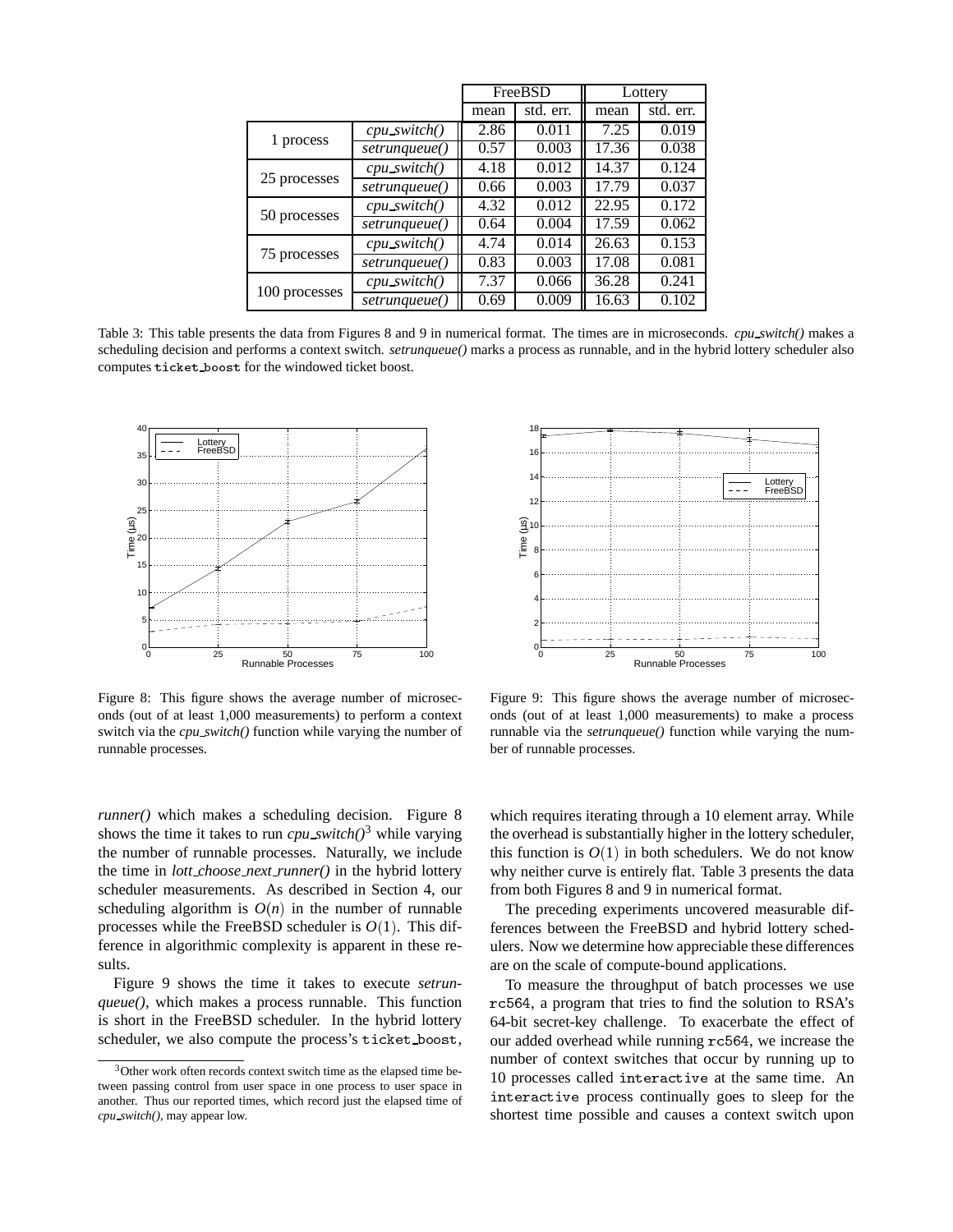| | | FreeBSD | | Lottery | |
|---|---|---|---|---|---|
| | | mean | std. err. | mean | std. err. |
| 1 process | *cpu_switch()* | 2.86 | 0.011 | 7.25 | 0.019 |
| | *setrunqueue()* | 0.57 | 0.003 | 17.36 | 0.038 |
| 25 processes | *cpu_switch()* | 4.18 | 0.012 | 14.37 | 0.124 |
| | *setrunqueue()* | 0.66 | 0.003 | 17.79 | 0.037 |
| 50 processes | *cpu_switch()* | 4.32 | 0.012 | 22.95 | 0.172 |
| | *setrunqueue()* | 0.64 | 0.004 | 17.59 | 0.062 |
| 75 processes | *cpu_switch()* | 4.74 | 0.014 | 26.63 | 0.153 |
| | *setrunqueue()* | 0.83 | 0.003 | 17.08 | 0.081 |
| 100 processes | *cpu_switch()* | 7.37 | 0.066 | 36.28 | 0.241 |
| | *setrunqueue()* | 0.69 | 0.009 | 16.63 | 0.102 |

Table 3: This table presents the data from Figures 8 and 9 in numerical format. The times are in microseconds. *cpu_switch()* makes a scheduling decision and performs a context switch. *setrunqueue()* marks a process as runnable, and in the hybrid lottery scheduler also computes `ticket_boost` for the windowed ticket boost.

Figure 8: This figure shows the average number of microseconds (out of at least 1,000 measurements) to perform a context switch via the *cpu_switch()* function while varying the number of runnable processes.

Figure 9: This figure shows the average number of microseconds (out of at least 1,000 measurements) to make a process runnable via the *setrunqueue()* function while varying the number of runnable processes.

*runner()* which makes a scheduling decision. Figure 8 shows the time it takes to run *cpu_switch()*[3] while varying the number of runnable processes. Naturally, we include the time in *lott_choose_next_runner()* in the hybrid lottery scheduler measurements. As described in Section 4, our scheduling algorithm is $O(n)$ in the number of runnable processes while the FreeBSD scheduler is $O(1)$. This difference in algorithmic complexity is apparent in these results.

Figure 9 shows the time it takes to execute *setrunqueue()*, which makes a process runnable. This function is short in the FreeBSD scheduler. In the hybrid lottery scheduler, we also compute the process's `ticket_boost`, which requires iterating through a 10 element array. While the overhead is substantially higher in the lottery scheduler, this function is $O(1)$ in both schedulers. We do not know why neither curve is entirely flat. Table 3 presents the data from both Figures 8 and 9 in numerical format.

The preceding experiments uncovered measurable differences between the FreeBSD and hybrid lottery schedulers. Now we determine how appreciable these differences are on the scale of compute-bound applications.

To measure the throughput of batch processes we use `rc564`, a program that tries to find the solution to RSA's 64-bit secret-key challenge. To exacerbate the effect of our added overhead while running `rc564`, we increase the number of context switches that occur by running up to 10 processes called `interactive` at the same time. An `interactive` process continually goes to sleep for the shortest time possible and causes a context switch upon

[3] Other work often records context switch time as the elapsed time between passing control from user space in one process to user space in another. Thus our reported times, which record just the elapsed time of *cpu_switch()*, may appear low.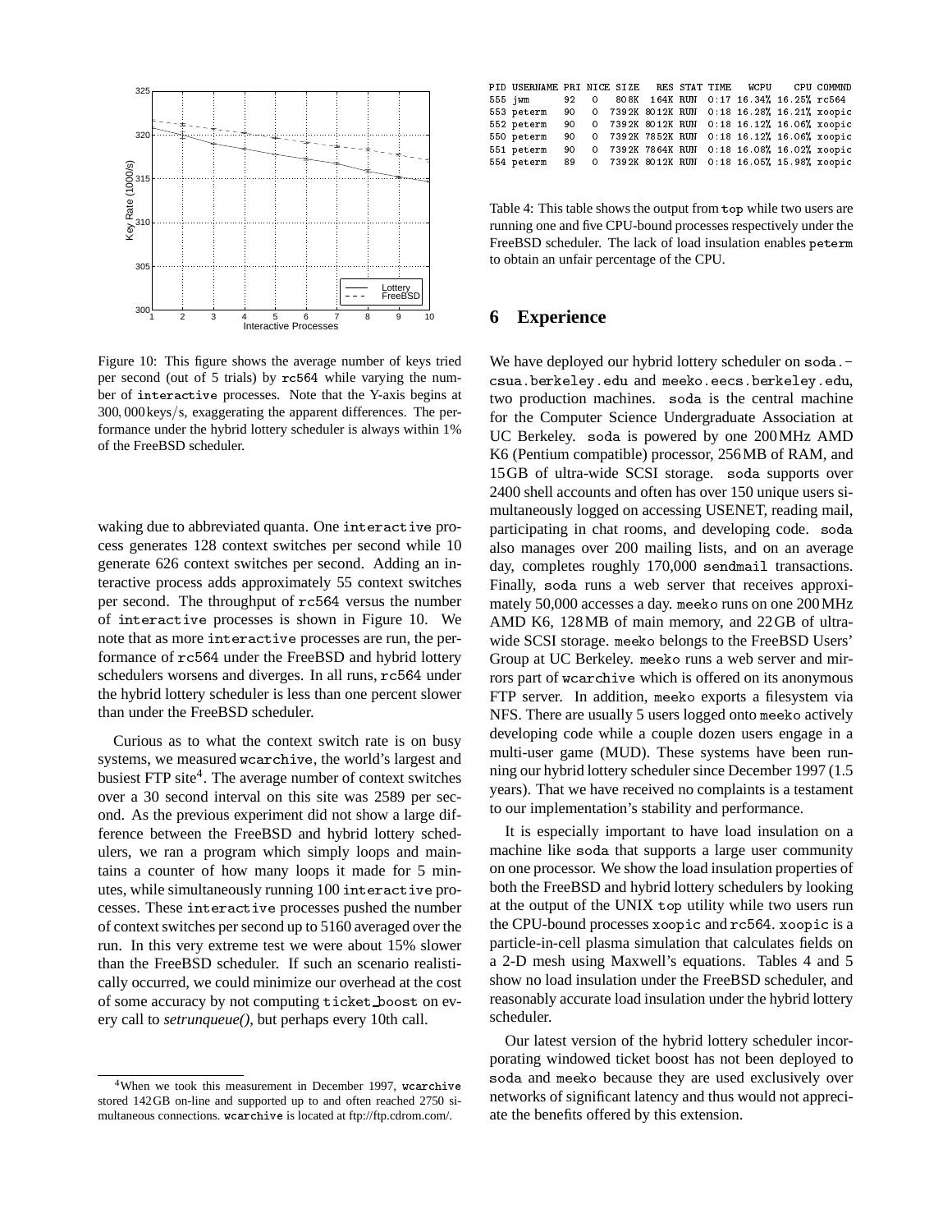Figure 10: This figure shows the average number of keys tried per second (out of 5 trials) by rc564 while varying the number of interactive processes. Note that the Y-axis begins at 300,000 keys/s, exaggerating the apparent differences. The performance under the hybrid lottery scheduler is always within 1% of the FreeBSD scheduler.

waking due to abbreviated quanta. One interactive process generates 128 context switches per second while 10 generate 626 context switches per second. Adding an interactive process adds approximately 55 context switches per second. The throughput of rc564 versus the number of interactive processes is shown in Figure 10. We note that as more interactive processes are run, the performance of rc564 under the FreeBSD and hybrid lottery schedulers worsens and diverges. In all runs, rc564 under the hybrid lottery scheduler is less than one percent slower than under the FreeBSD scheduler.

Curious as to what the context switch rate is on busy systems, we measured wcarchive, the world's largest and busiest FTP site[4]. The average number of context switches over a 30 second interval on this site was 2589 per second. As the previous experiment did not show a large difference between the FreeBSD and hybrid lottery schedulers, we ran a program which simply loops and maintains a counter of how many loops it made for 5 minutes, while simultaneously running 100 interactive processes. These interactive processes pushed the number of context switches per second up to 5160 averaged over the run. In this very extreme test we were about 15% slower than the FreeBSD scheduler. If such an scenario realistically occurred, we could minimize our overhead at the cost of some accuracy by not computing ticket_boost on every call to *setrunqueue()*, but perhaps every 10th call.

[4]When we took this measurement in December 1997, wcarchive stored 142 GB on-line and supported up to and often reached 2750 simultaneous connections. wcarchive is located at ftp://ftp.cdrom.com/.

```
PID USERNAME PRI NICE SIZE   RES STAT TIME   WCPU    CPU COMMND
555 jwm       92   0   808K  164K RUN  0:17 16.34% 16.25% rc564
553 peterm    90   0  7392K 8012K RUN  0:18 16.28% 16.21% xoopic
552 peterm    90   0  7392K 8012K RUN  0:18 16.12% 16.06% xoopic
550 peterm    90   0  7392K 7852K RUN  0:18 16.12% 16.06% xoopic
551 peterm    90   0  7392K 7864K RUN  0:18 16.08% 16.02% xoopic
554 peterm    89   0  7392K 8012K RUN  0:18 16.05% 15.98% xoopic
```

Table 4: This table shows the output from top while two users are running one and five CPU-bound processes respectively under the FreeBSD scheduler. The lack of load insulation enables peterm to obtain an unfair percentage of the CPU.

## 6 Experience

We have deployed our hybrid lottery scheduler on soda.csua.berkeley.edu and meeko.eecs.berkeley.edu, two production machines. soda is the central machine for the Computer Science Undergraduate Association at UC Berkeley. soda is powered by one 200 MHz AMD K6 (Pentium compatible) processor, 256 MB of RAM, and 15 GB of ultra-wide SCSI storage. soda supports over 2400 shell accounts and often has over 150 unique users simultaneously logged on accessing USENET, reading mail, participating in chat rooms, and developing code. soda also manages over 200 mailing lists, and on an average day, completes roughly 170,000 sendmail transactions. Finally, soda runs a web server that receives approximately 50,000 accesses a day. meeko runs on one 200 MHz AMD K6, 128 MB of main memory, and 22 GB of ultra-wide SCSI storage. meeko belongs to the FreeBSD Users' Group at UC Berkeley. meeko runs a web server and mirrors part of wcarchive which is offered on its anonymous FTP server. In addition, meeko exports a filesystem via NFS. There are usually 5 users logged onto meeko actively developing code while a couple dozen users engage in a multi-user game (MUD). These systems have been running our hybrid lottery scheduler since December 1997 (1.5 years). That we have received no complaints is a testament to our implementation's stability and performance.

It is especially important to have load insulation on a machine like soda that supports a large user community on one processor. We show the load insulation properties of both the FreeBSD and hybrid lottery schedulers by looking at the output of the UNIX top utility while two users run the CPU-bound processes xoopic and rc564. xoopic is a particle-in-cell plasma simulation that calculates fields on a 2-D mesh using Maxwell's equations. Tables 4 and 5 show no load insulation under the FreeBSD scheduler, and reasonably accurate load insulation under the hybrid lottery scheduler.

Our latest version of the hybrid lottery scheduler incorporating windowed ticket boost has not been deployed to soda and meeko because they are used exclusively over networks of significant latency and thus would not appreciate the benefits offered by this extension.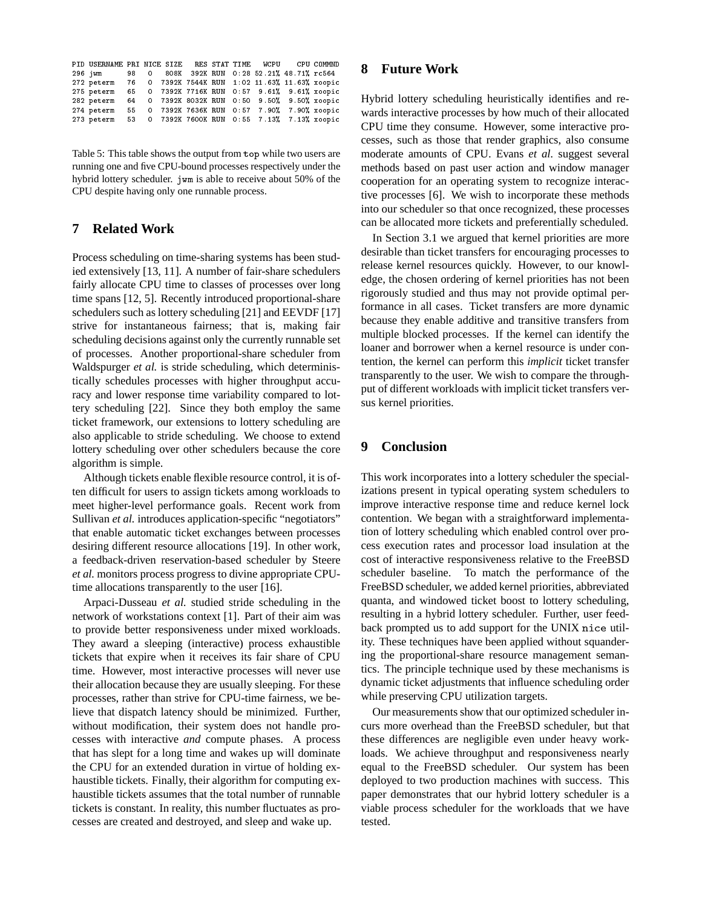| PID | USERNAME | PRI | NICE | SIZE | RES | STAT | TIME | WCPU | CPU | COMMND |
|---|---|---|---|---|---|---|---|---|---|---|
| 296 | jwm | 98 | 0 | 808K | 392K | RUN | 0:28 | 52.21% | 48.71% | rc564 |
| 272 | peterm | 76 | 0 | 7392K | 7544K | RUN | 1:02 | 11.63% | 11.63% | xoopic |
| 275 | peterm | 65 | 0 | 7392K | 7716K | RUN | 0:57 | 9.61% | 9.61% | xoopic |
| 282 | peterm | 64 | 0 | 7392K | 8032K | RUN | 0:50 | 9.50% | 9.50% | xoopic |
| 274 | peterm | 55 | 0 | 7392K | 7636K | RUN | 0:57 | 7.90% | 7.90% | xoopic |
| 273 | peterm | 53 | 0 | 7392K | 7600K | RUN | 0:55 | 7.13% | 7.13% | xoopic |

Table 5: This table shows the output from `top` while two users are running one and five CPU-bound processes respectively under the hybrid lottery scheduler. `jwm` is able to receive about 50% of the CPU despite having only one runnable process.

## 7 Related Work

Process scheduling on time-sharing systems has been studied extensively [13, 11]. A number of fair-share schedulers fairly allocate CPU time to classes of processes over long time spans [12, 5]. Recently introduced proportional-share schedulers such as lottery scheduling [21] and EEVDF [17] strive for instantaneous fairness; that is, making fair scheduling decisions against only the currently runnable set of processes. Another proportional-share scheduler from Waldspurger *et al.* is stride scheduling, which deterministically schedules processes with higher throughput accuracy and lower response time variability compared to lottery scheduling [22]. Since they both employ the same ticket framework, our extensions to lottery scheduling are also applicable to stride scheduling. We choose to extend lottery scheduling over other schedulers because the core algorithm is simple.

Although tickets enable flexible resource control, it is often difficult for users to assign tickets among workloads to meet higher-level performance goals. Recent work from Sullivan *et al.* introduces application-specific "negotiators" that enable automatic ticket exchanges between processes desiring different resource allocations [19]. In other work, a feedback-driven reservation-based scheduler by Steere *et al.* monitors process progress to divine appropriate CPU-time allocations transparently to the user [16].

Arpaci-Dusseau *et al.* studied stride scheduling in the network of workstations context [1]. Part of their aim was to provide better responsiveness under mixed workloads. They award a sleeping (interactive) process exhaustible tickets that expire when it receives its fair share of CPU time. However, most interactive processes will never use their allocation because they are usually sleeping. For these processes, rather than strive for CPU-time fairness, we believe that dispatch latency should be minimized. Further, without modification, their system does not handle processes with interactive *and* compute phases. A process that has slept for a long time and wakes up will dominate the CPU for an extended duration in virtue of holding exhaustible tickets. Finally, their algorithm for computing exhaustible tickets assumes that the total number of runnable tickets is constant. In reality, this number fluctuates as processes are created and destroyed, and sleep and wake up.

## 8 Future Work

Hybrid lottery scheduling heuristically identifies and rewards interactive processes by how much of their allocated CPU time they consume. However, some interactive processes, such as those that render graphics, also consume moderate amounts of CPU. Evans *et al*. suggest several methods based on past user action and window manager cooperation for an operating system to recognize interactive processes [6]. We wish to incorporate these methods into our scheduler so that once recognized, these processes can be allocated more tickets and preferentially scheduled.

In Section 3.1 we argued that kernel priorities are more desirable than ticket transfers for encouraging processes to release kernel resources quickly. However, to our knowledge, the chosen ordering of kernel priorities has not been rigorously studied and thus may not provide optimal performance in all cases. Ticket transfers are more dynamic because they enable additive and transitive transfers from multiple blocked processes. If the kernel can identify the loaner and borrower when a kernel resource is under contention, the kernel can perform this *implicit* ticket transfer transparently to the user. We wish to compare the throughput of different workloads with implicit ticket transfers versus kernel priorities.

## 9 Conclusion

This work incorporates into a lottery scheduler the specializations present in typical operating system schedulers to improve interactive response time and reduce kernel lock contention. We began with a straightforward implementation of lottery scheduling which enabled control over process execution rates and processor load insulation at the cost of interactive responsiveness relative to the FreeBSD scheduler baseline. To match the performance of the FreeBSD scheduler, we added kernel priorities, abbreviated quanta, and windowed ticket boost to lottery scheduling, resulting in a hybrid lottery scheduler. Further, user feedback prompted us to add support for the UNIX `nice` utility. These techniques have been applied without squandering the proportional-share resource management semantics. The principle technique used by these mechanisms is dynamic ticket adjustments that influence scheduling order while preserving CPU utilization targets.

Our measurements show that our optimized scheduler incurs more overhead than the FreeBSD scheduler, but that these differences are negligible even under heavy workloads. We achieve throughput and responsiveness nearly equal to the FreeBSD scheduler. Our system has been deployed to two production machines with success. This paper demonstrates that our hybrid lottery scheduler is a viable process scheduler for the workloads that we have tested.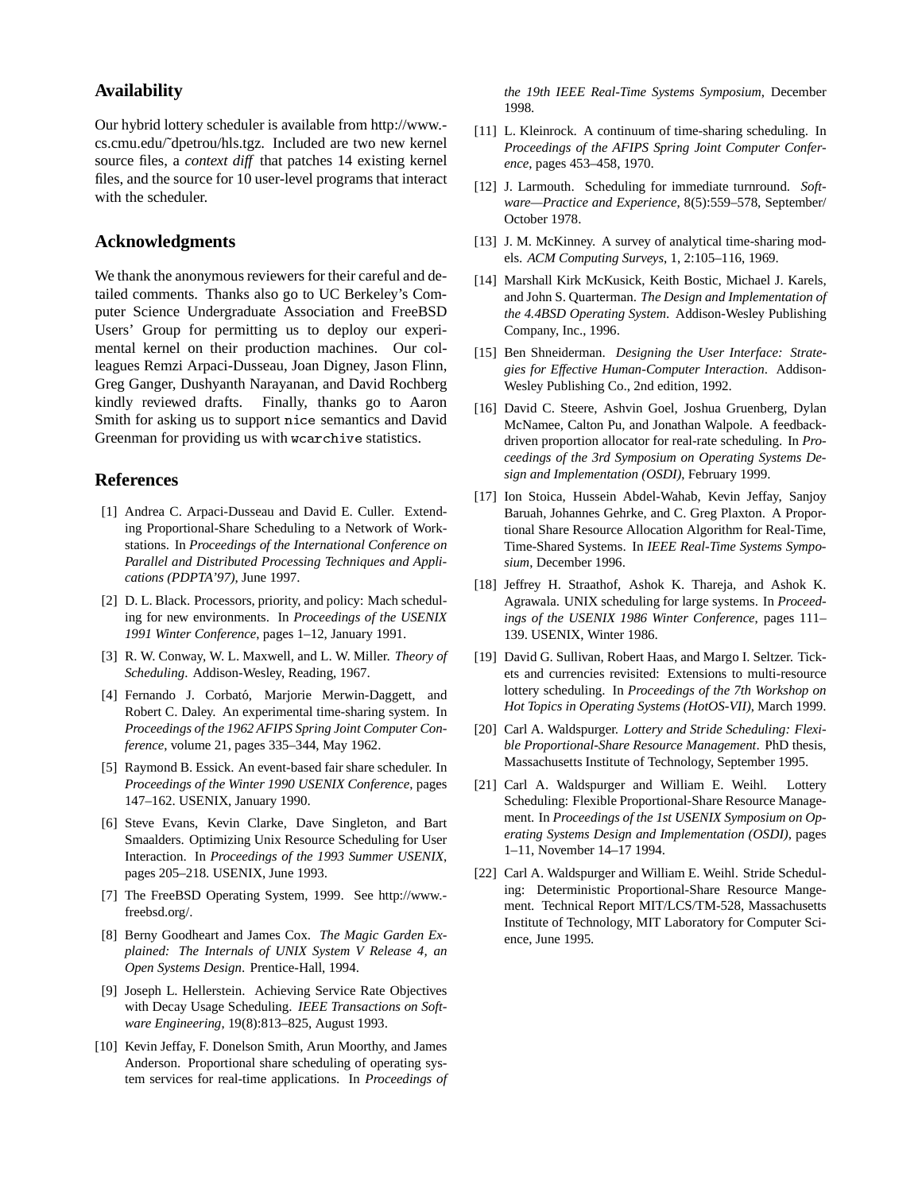## Availability

Our hybrid lottery scheduler is available from http://www.cs.cmu.edu/~dpetrou/hls.tgz. Included are two new kernel source files, a *context diff* that patches 14 existing kernel files, and the source for 10 user-level programs that interact with the scheduler.

## Acknowledgments

We thank the anonymous reviewers for their careful and detailed comments. Thanks also go to UC Berkeley's Computer Science Undergraduate Association and FreeBSD Users' Group for permitting us to deploy our experimental kernel on their production machines. Our colleagues Remzi Arpaci-Dusseau, Joan Digney, Jason Flinn, Greg Ganger, Dushyanth Narayanan, and David Rochberg kindly reviewed drafts. Finally, thanks go to Aaron Smith for asking us to support `nice` semantics and David Greenman for providing us with `wcarchive` statistics.

## References

[1] Andrea C. Arpaci-Dusseau and David E. Culler. Extending Proportional-Share Scheduling to a Network of Workstations. In *Proceedings of the International Conference on Parallel and Distributed Processing Techniques and Applications (PDPTA'97)*, June 1997.

[2] D. L. Black. Processors, priority, and policy: Mach scheduling for new environments. In *Proceedings of the USENIX 1991 Winter Conference*, pages 1–12, January 1991.

[3] R. W. Conway, W. L. Maxwell, and L. W. Miller. *Theory of Scheduling*. Addison-Wesley, Reading, 1967.

[4] Fernando J. Corbató, Marjorie Merwin-Daggett, and Robert C. Daley. An experimental time-sharing system. In *Proceedings of the 1962 AFIPS Spring Joint Computer Conference*, volume 21, pages 335–344, May 1962.

[5] Raymond B. Essick. An event-based fair share scheduler. In *Proceedings of the Winter 1990 USENIX Conference*, pages 147–162. USENIX, January 1990.

[6] Steve Evans, Kevin Clarke, Dave Singleton, and Bart Smaalders. Optimizing Unix Resource Scheduling for User Interaction. In *Proceedings of the 1993 Summer USENIX*, pages 205–218. USENIX, June 1993.

[7] The FreeBSD Operating System, 1999. See http://www.freebsd.org/.

[8] Berny Goodheart and James Cox. *The Magic Garden Explained: The Internals of UNIX System V Release 4, an Open Systems Design*. Prentice-Hall, 1994.

[9] Joseph L. Hellerstein. Achieving Service Rate Objectives with Decay Usage Scheduling. *IEEE Transactions on Software Engineering*, 19(8):813–825, August 1993.

[10] Kevin Jeffay, F. Donelson Smith, Arun Moorthy, and James Anderson. Proportional share scheduling of operating system services for real-time applications. In *Proceedings of the 19th IEEE Real-Time Systems Symposium*, December 1998.

[11] L. Kleinrock. A continuum of time-sharing scheduling. In *Proceedings of the AFIPS Spring Joint Computer Conference*, pages 453–458, 1970.

[12] J. Larmouth. Scheduling for immediate turnround. *Software—Practice and Experience*, 8(5):559–578, September/October 1978.

[13] J. M. McKinney. A survey of analytical time-sharing models. *ACM Computing Surveys*, 1, 2:105–116, 1969.

[14] Marshall Kirk McKusick, Keith Bostic, Michael J. Karels, and John S. Quarterman. *The Design and Implementation of the 4.4BSD Operating System*. Addison-Wesley Publishing Company, Inc., 1996.

[15] Ben Shneiderman. *Designing the User Interface: Strategies for Effective Human-Computer Interaction*. Addison-Wesley Publishing Co., 2nd edition, 1992.

[16] David C. Steere, Ashvin Goel, Joshua Gruenberg, Dylan McNamee, Calton Pu, and Jonathan Walpole. A feedback-driven proportion allocator for real-rate scheduling. In *Proceedings of the 3rd Symposium on Operating Systems Design and Implementation (OSDI)*, February 1999.

[17] Ion Stoica, Hussein Abdel-Wahab, Kevin Jeffay, Sanjoy Baruah, Johannes Gehrke, and C. Greg Plaxton. A Proportional Share Resource Allocation Algorithm for Real-Time, Time-Shared Systems. In *IEEE Real-Time Systems Symposium*, December 1996.

[18] Jeffrey H. Straathof, Ashok K. Thareja, and Ashok K. Agrawala. UNIX scheduling for large systems. In *Proceedings of the USENIX 1986 Winter Conference*, pages 111–139. USENIX, Winter 1986.

[19] David G. Sullivan, Robert Haas, and Margo I. Seltzer. Tickets and currencies revisited: Extensions to multi-resource lottery scheduling. In *Proceedings of the 7th Workshop on Hot Topics in Operating Systems (HotOS-VII)*, March 1999.

[20] Carl A. Waldspurger. *Lottery and Stride Scheduling: Flexible Proportional-Share Resource Management*. PhD thesis, Massachusetts Institute of Technology, September 1995.

[21] Carl A. Waldspurger and William E. Weihl. Lottery Scheduling: Flexible Proportional-Share Resource Management. In *Proceedings of the 1st USENIX Symposium on Operating Systems Design and Implementation (OSDI)*, pages 1–11, November 14–17 1994.

[22] Carl A. Waldspurger and William E. Weihl. Stride Scheduling: Deterministic Proportional-Share Resource Mangement. Technical Report MIT/LCS/TM-528, Massachusetts Institute of Technology, MIT Laboratory for Computer Science, June 1995.